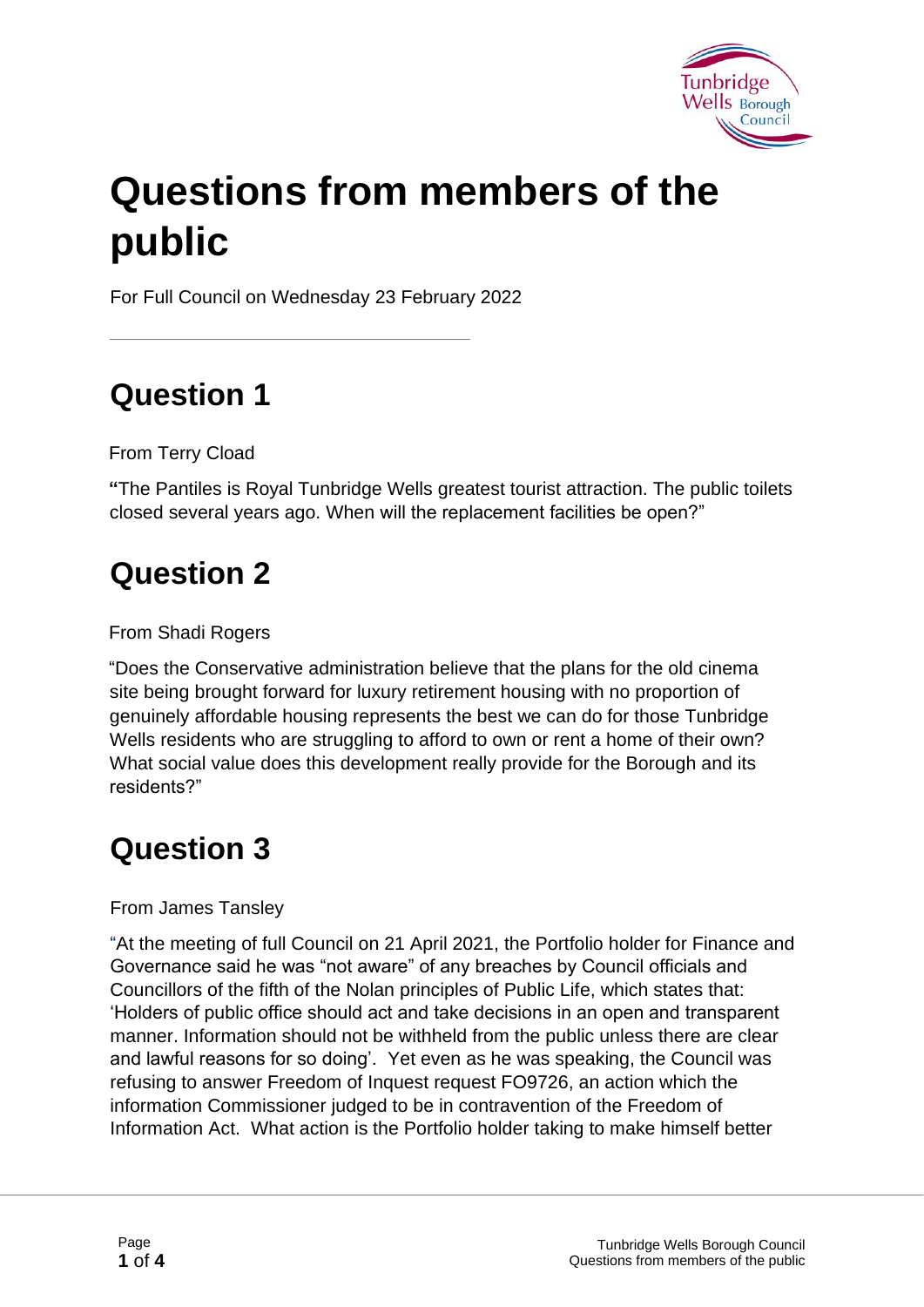# Questions from members of the public

For Full Council on Wednesday 23 February 2022

## Question 1

From Terry Cload

"The Pantiles is Royal Tunbridge Wells greatest tourist attraction. The public toilets closed several years ago. When will the replacement facilities be open?"

## Question 2

From Shadi Rogers

"Does the Conservative administration believe that the plans for the old cinema site being brought forward for luxury retirement housing with no proportion of genuinely affordable housing represents the best we can do for those Tunbridge Wells residents who are struggling to afford to own or rent a home of their own? What social value does this development really provide for the Borough and its residents?"

## Question 3

From James Tansley

"At the meeting of full Council on 21 April 2021, the Portfolio holder for Finance and Governance said he was "not aware" of any breaches by Council officials and Councillors of the fifth of the Nolan principles of Public Life, which states that: 'Holders of public office should act and take decisions in an open and transparent manner. Information should not be withheld from the public unless there are clear and lawful reasons for so doing'. Yet even as he was speaking, the Council was refusing to answer Freedom of Inquest request FO9726, an action which the information Commissioner judged to be in contravention of the Freedom of Information Act. What action is the Portfolio holder taking to make himself better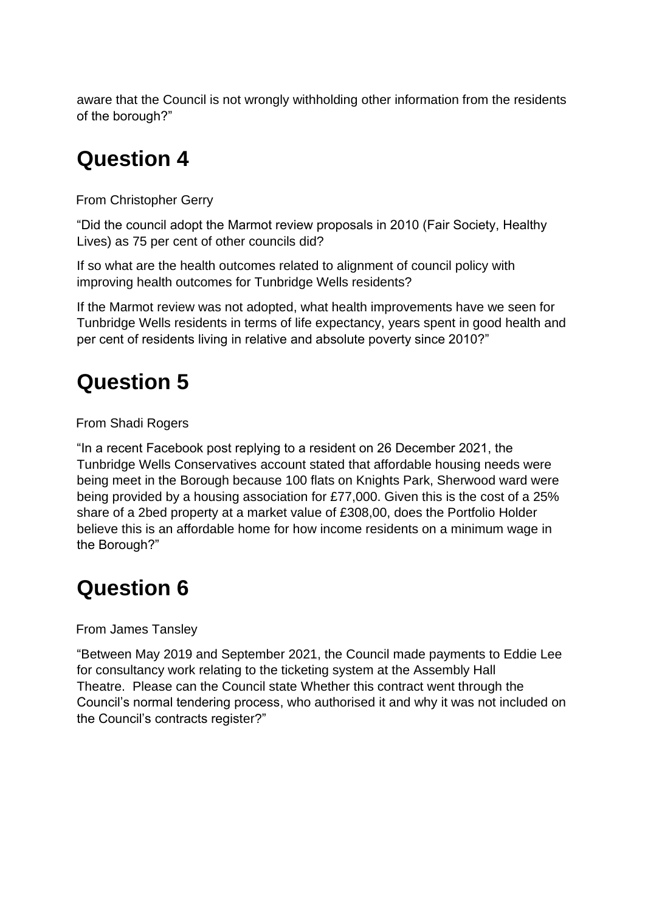aware that the Council is not wrongly withholding other information from the residents of the borough?"

# Question 4

From Christopher Gerry

"Did the council adopt the Marmot review proposals in 2010 (Fair Society, Healthy Lives) as 75 per cent of other councils did?

If so what are the health outcomes related to alignment of council policy with improving health outcomes for Tunbridge Wells residents?

If the Marmot review was not adopted, what health improvements have we seen for Tunbridge Wells residents in terms of life expectancy, years spent in good health and per cent of residents living in relative and absolute poverty since 2010?"

# Question 5

From Shadi Rogers

"In a recent Facebook post replying to a resident on 26 December 2021, the Tunbridge Wells Conservatives account stated that affordable housing needs were being meet in the Borough because 100 flats on Knights Park, Sherwood ward were being provided by a housing association for £77,000. Given this is the cost of a 25% share of a 2bed property at a market value of £308,00, does the Portfolio Holder believe this is an affordable home for how income residents on a minimum wage in the Borough?"

# Question 6

From James Tansley

"Between May 2019 and September 2021, the Council made payments to Eddie Lee for consultancy work relating to the ticketing system at the Assembly Hall Theatre. Please can the Council state Whether this contract went through the Council's normal tendering process, who authorised it and why it was not included on the Council's contracts register?"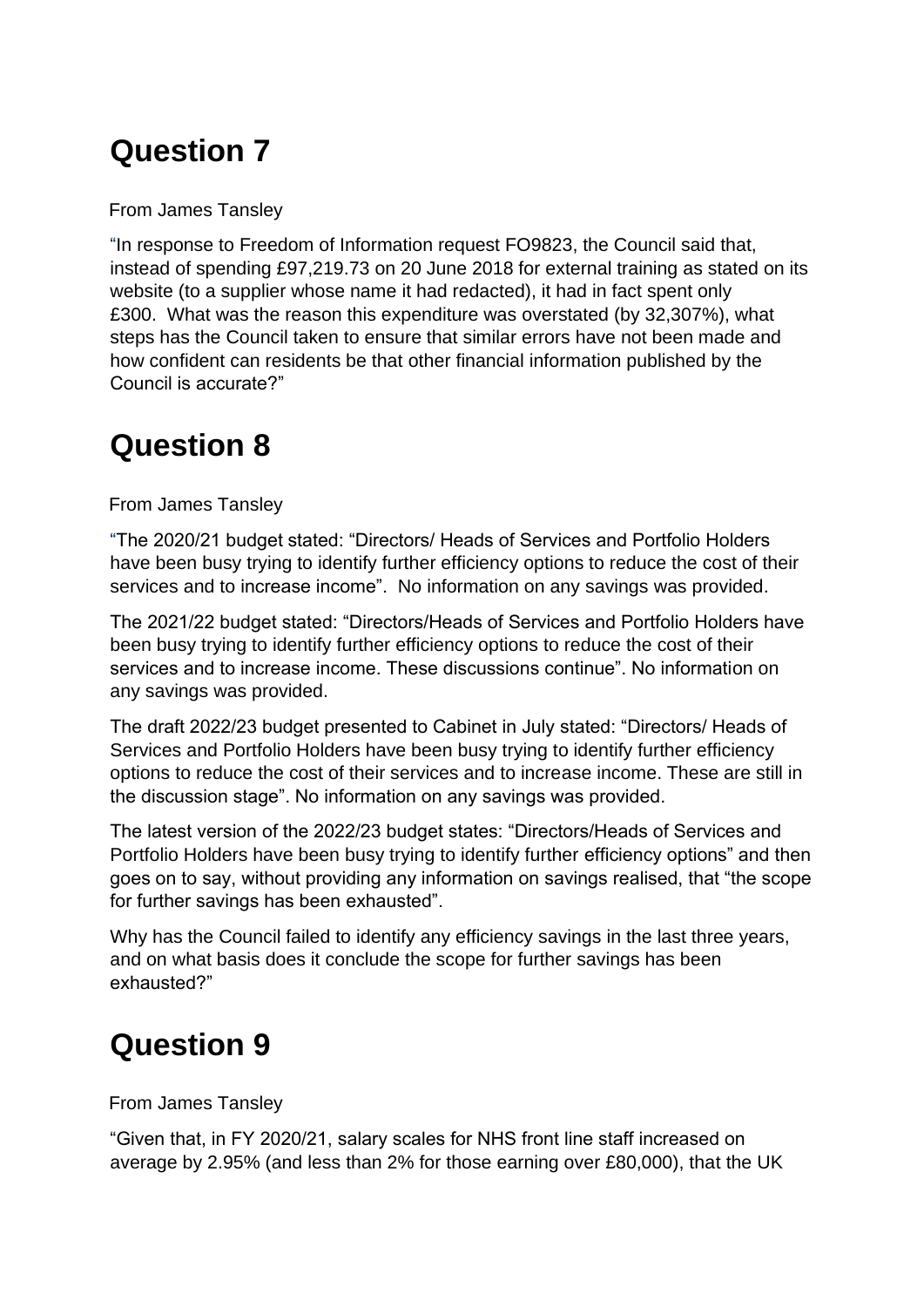# Question 7

From James Tansley

"In response to Freedom of Information request FO9823, the Council said that, instead of spending £97,219.73 on 20 June 2018 for external training as stated on its website (to a supplier whose name it had redacted), it had in fact spent only £300. What was the reason this expenditure was overstated (by 32,307%), what steps has the Council taken to ensure that similar errors have not been made and how confident can residents be that other financial information published by the Council is accurate?"

# Question 8

From James Tansley

"The 2020/21 budget stated: "Directors/ Heads of Services and Portfolio Holders have been busy trying to identify further efficiency options to reduce the cost of their services and to increase income". No information on any savings was provided.

The 2021/22 budget stated: "Directors/Heads of Services and Portfolio Holders have been busy trying to identify further efficiency options to reduce the cost of their services and to increase income. These discussions continue". No information on any savings was provided.

The draft 2022/23 budget presented to Cabinet in July stated: "Directors/ Heads of Services and Portfolio Holders have been busy trying to identify further efficiency options to reduce the cost of their services and to increase income. These are still in the discussion stage". No information on any savings was provided.

The latest version of the 2022/23 budget states: "Directors/Heads of Services and Portfolio Holders have been busy trying to identify further efficiency options" and then goes on to say, without providing any information on savings realised, that "the scope for further savings has been exhausted".

Why has the Council failed to identify any efficiency savings in the last three years, and on what basis does it conclude the scope for further savings has been exhausted?"

# Question 9

From James Tansley

"Given that, in FY 2020/21, salary scales for NHS front line staff increased on average by 2.95% (and less than 2% for those earning over £80,000), that the UK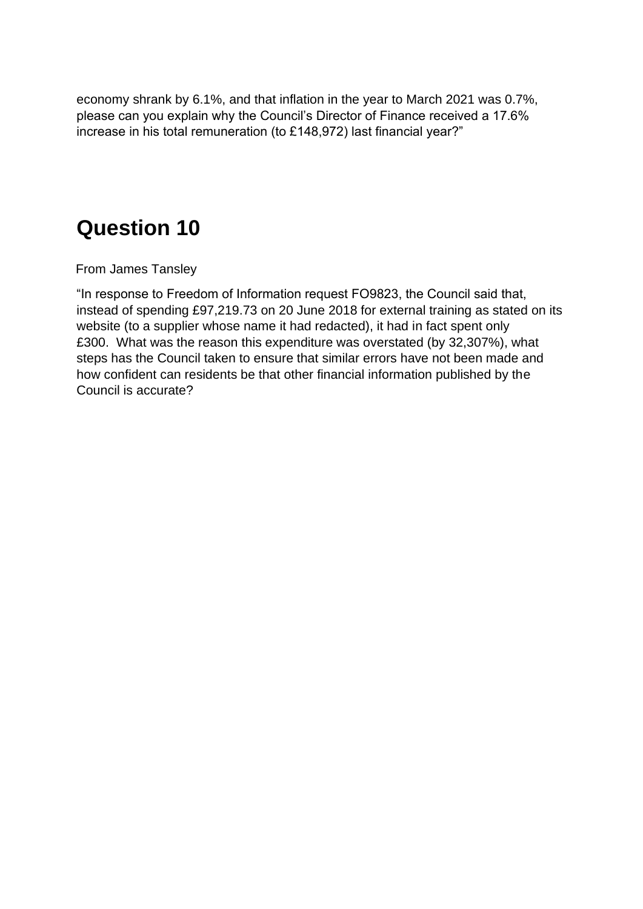economy shrank by 6.1%, and that inflation in the year to March 2021 was 0.7%, please can you explain why the Council's Director of Finance received a 17.6% increase in his total remuneration (to £148,972) last financial year?"

# Question 10

From James Tansley

"In response to Freedom of Information request FO9823, the Council said that, instead of spending £97,219.73 on 20 June 2018 for external training as stated on its website (to a supplier whose name it had redacted), it had in fact spent only £300. What was the reason this expenditure was overstated (by 32,307%), what steps has the Council taken to ensure that similar errors have not been made and how confident can residents be that other financial information published by the Council is accurate?